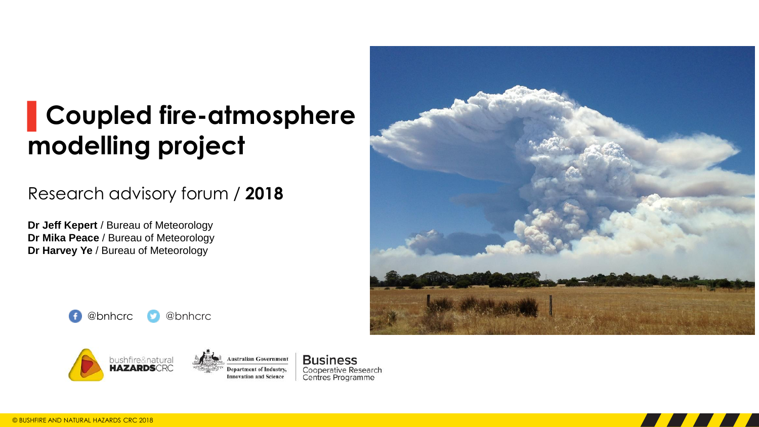# Coupled fire-atmosphere modelling project

Research advisory forum / **2018**

**Dr Jeff Kepert** / Bureau of Meteorology
**Dr Mika Peace** / Bureau of Meteorology
**Dr Harvey Ye** / Bureau of Meteorology

@bnhcrc @bnhcrc

© BUSHFIRE AND NATURAL HAZARDS CRC 2018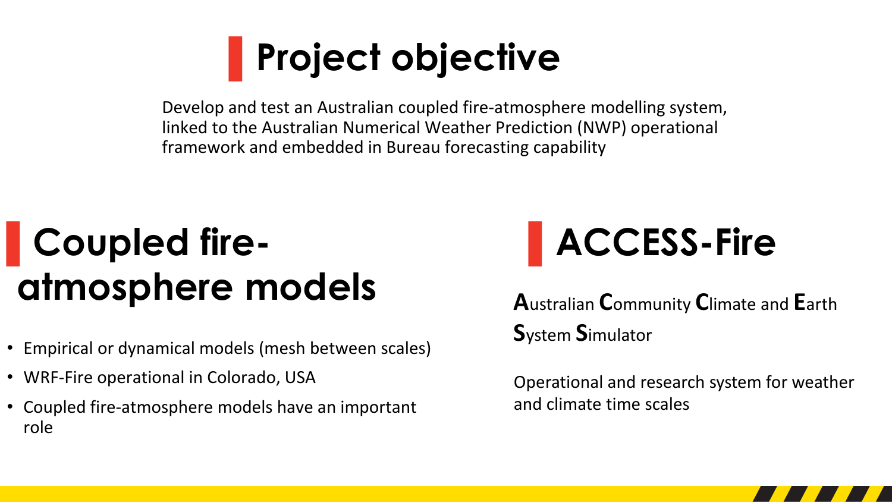# Project objective

Develop and test an Australian coupled fire-atmosphere modelling system, linked to the Australian Numerical Weather Prediction (NWP) operational framework and embedded in Bureau forecasting capability

## Coupled fire-atmosphere models

- Empirical or dynamical models (mesh between scales)
- WRF-Fire operational in Colorado, USA
- Coupled fire-atmosphere models have an important role

## ACCESS-Fire

**A**ustralian **C**ommunity **C**limate and **E**arth **S**ystem **S**imulator

Operational and research system for weather and climate time scales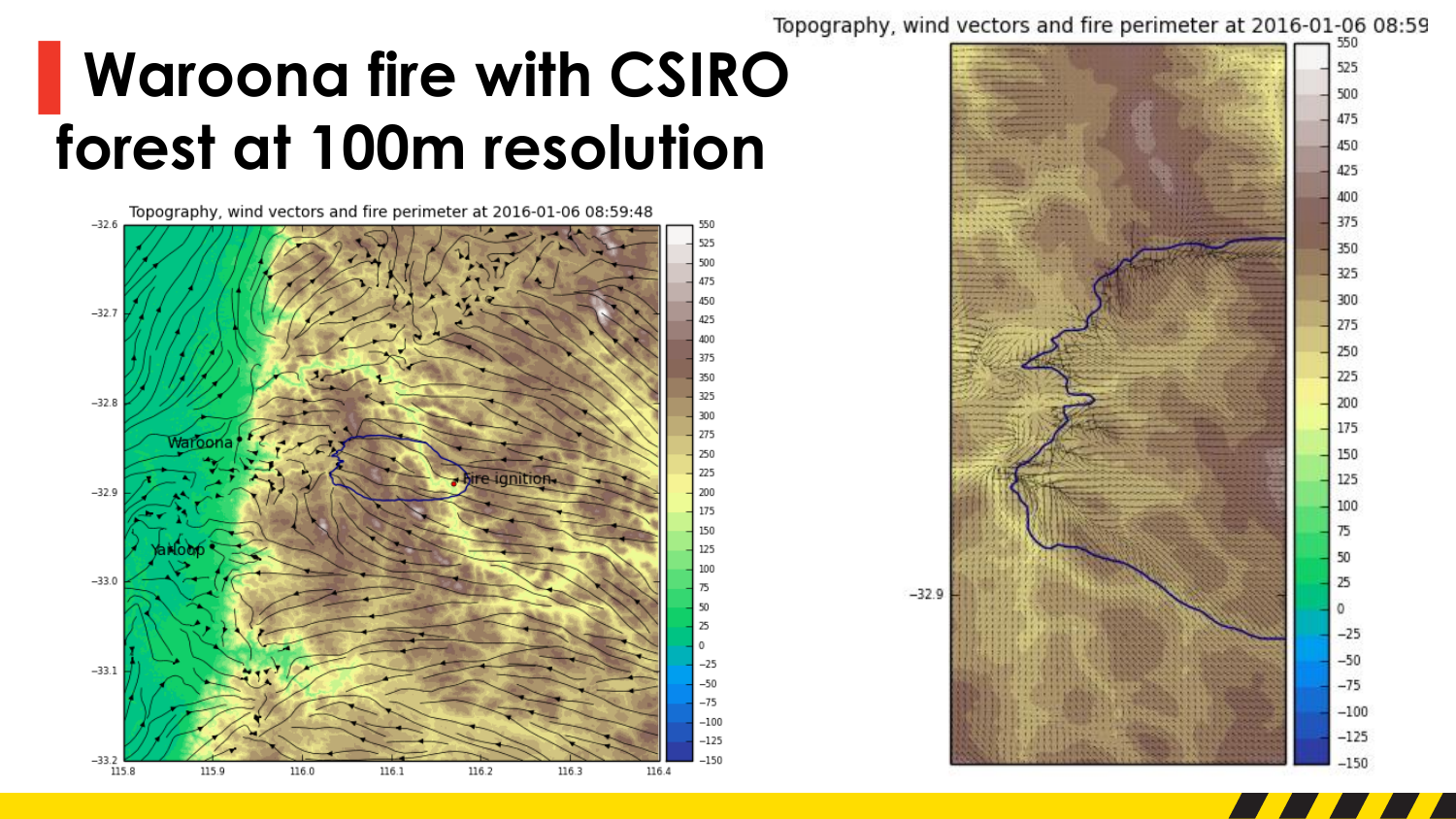# Waroona fire with CSIRO forest at 100m resolution

Topography, wind vectors and fire perimeter at 2016-01-06 08:59:48

Topography, wind vectors and fire perimeter at 2016-01-06 08:59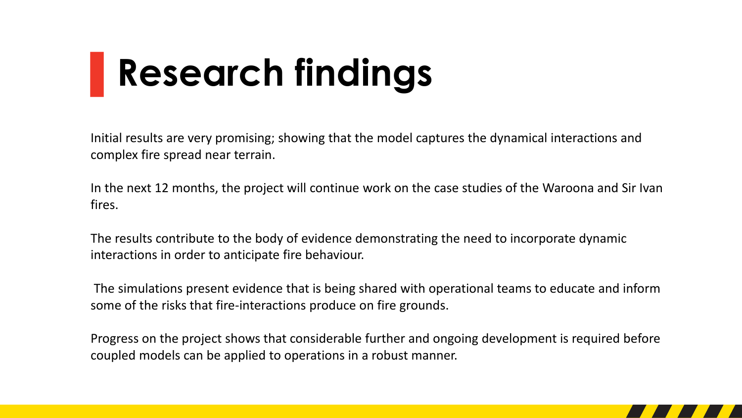# Research findings

Initial results are very promising; showing that the model captures the dynamical interactions and complex fire spread near terrain.

In the next 12 months, the project will continue work on the case studies of the Waroona and Sir Ivan fires.

The results contribute to the body of evidence demonstrating the need to incorporate dynamic interactions in order to anticipate fire behaviour.

The simulations present evidence that is being shared with operational teams to educate and inform some of the risks that fire-interactions produce on fire grounds.

Progress on the project shows that considerable further and ongoing development is required before coupled models can be applied to operations in a robust manner.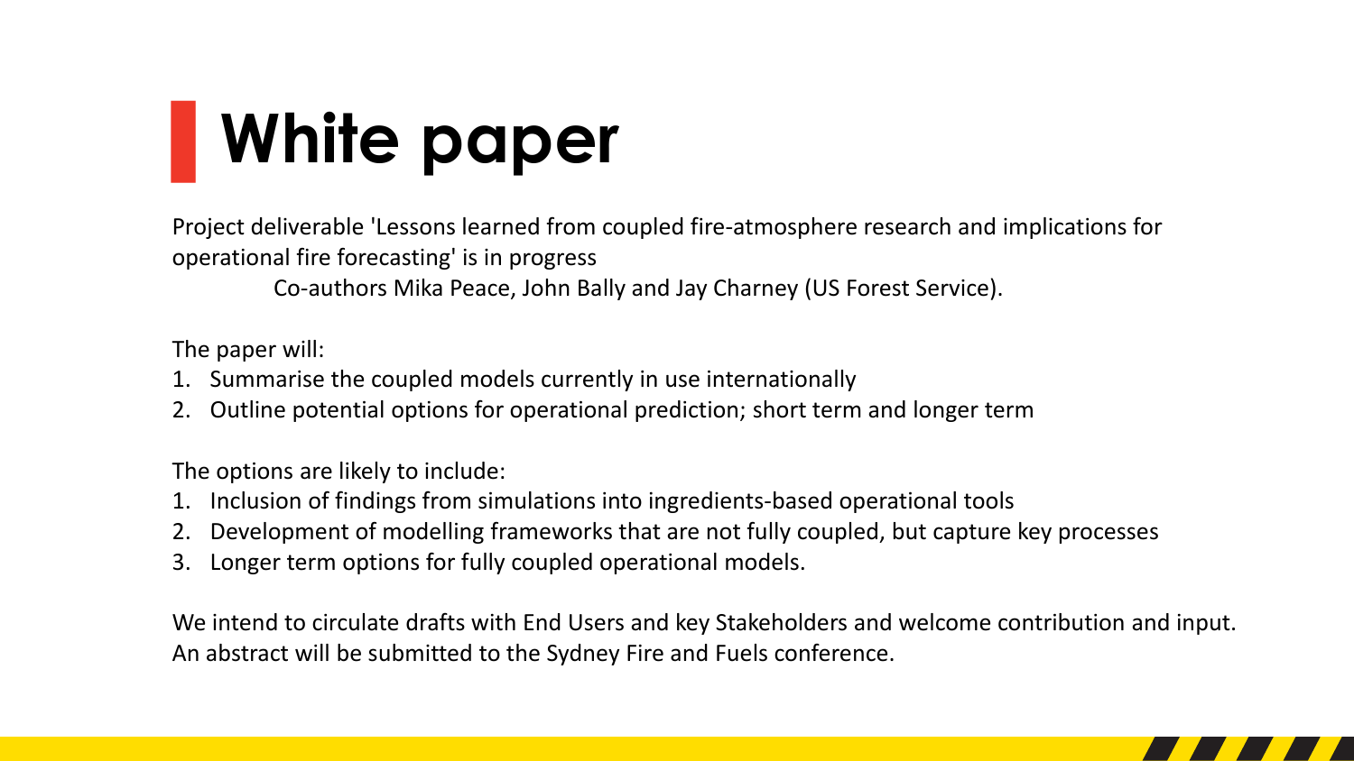# White paper

Project deliverable 'Lessons learned from coupled fire-atmosphere research and implications for operational fire forecasting' is in progress

Co-authors Mika Peace, John Bally and Jay Charney (US Forest Service).

The paper will:

1. Summarise the coupled models currently in use internationally
2. Outline potential options for operational prediction; short term and longer term

The options are likely to include:

1. Inclusion of findings from simulations into ingredients-based operational tools
2. Development of modelling frameworks that are not fully coupled, but capture key processes
3. Longer term options for fully coupled operational models.

We intend to circulate drafts with End Users and key Stakeholders and welcome contribution and input.
An abstract will be submitted to the Sydney Fire and Fuels conference.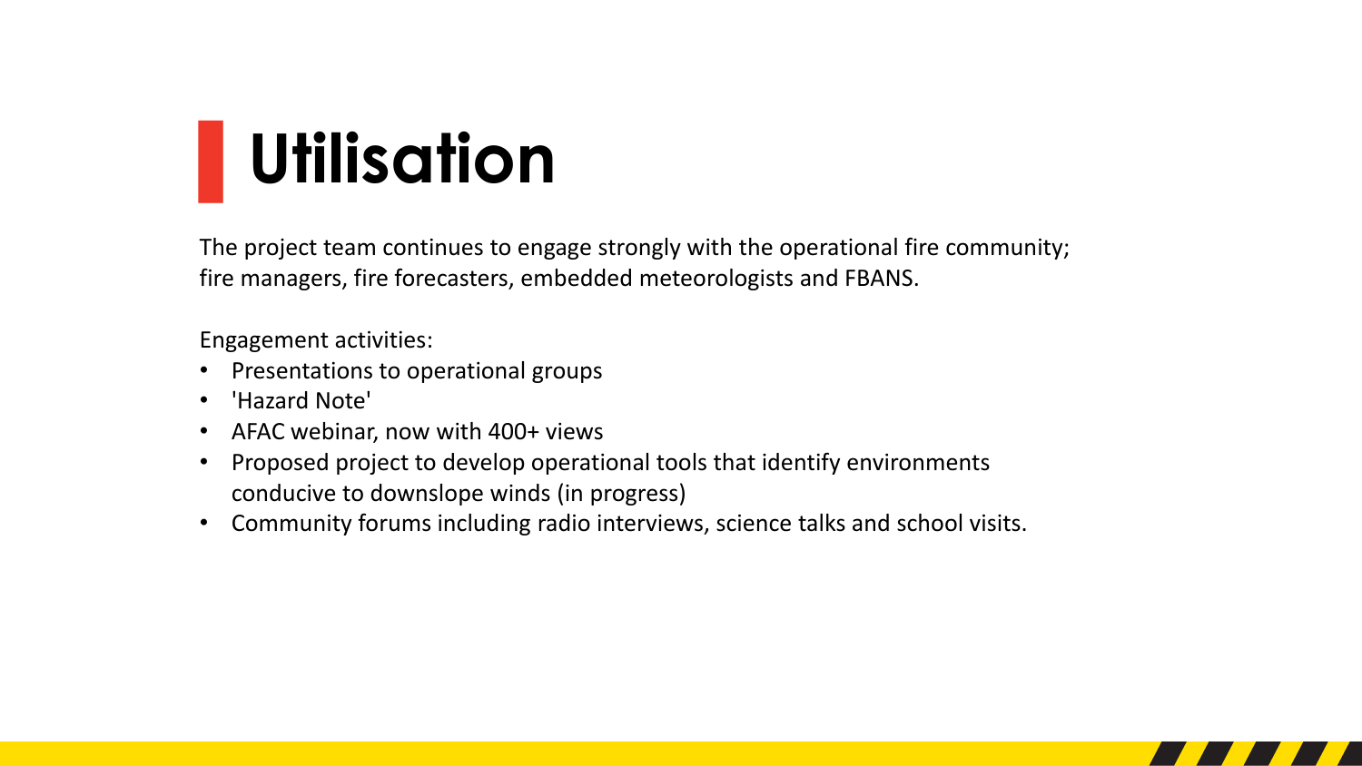# Utilisation

The project team continues to engage strongly with the operational fire community; fire managers, fire forecasters, embedded meteorologists and FBANS.

Engagement activities:

- Presentations to operational groups
- 'Hazard Note'
- AFAC webinar, now with 400+ views
- Proposed project to develop operational tools that identify environments conducive to downslope winds (in progress)
- Community forums including radio interviews, science talks and school visits.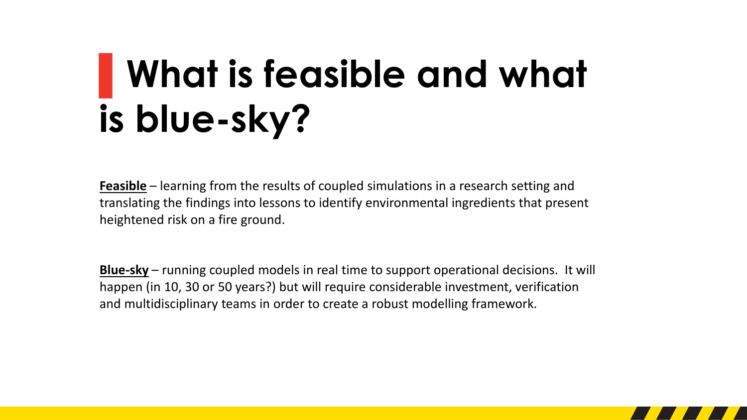# What is feasible and what is blue-sky?

**Feasible** – learning from the results of coupled simulations in a research setting and translating the findings into lessons to identify environmental ingredients that present heightened risk on a fire ground.

**Blue-sky** – running coupled models in real time to support operational decisions. It will happen (in 10, 30 or 50 years?) but will require considerable investment, verification and multidisciplinary teams in order to create a robust modelling framework.